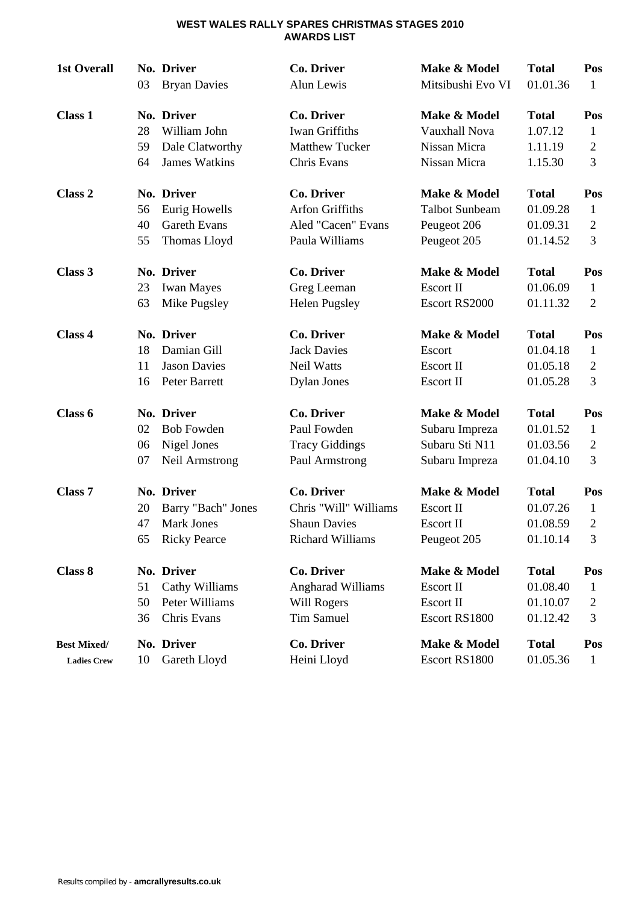# WEST WALES RALLY SPARES CHRISTMAS STAGES 2010
## AWARDS LIST

| | No. | Driver | Co. Driver | Make & Model | Total | Pos |
|---|---|---|---|---|---|---|
| **1st Overall** | 03 | Bryan Davies | Alun Lewis | Mitsibushi Evo VI | 01.01.36 | 1 |
| **Class 1** | **No.** | **Driver** | **Co. Driver** | **Make & Model** | **Total** | **Pos** |
| | 28 | William John | Iwan Griffiths | Vauxhall Nova | 1.07.12 | 1 |
| | 59 | Dale Clatworthy | Matthew Tucker | Nissan Micra | 1.11.19 | 2 |
| | 64 | James Watkins | Chris Evans | Nissan Micra | 1.15.30 | 3 |
| **Class 2** | **No.** | **Driver** | **Co. Driver** | **Make & Model** | **Total** | **Pos** |
| | 56 | Eurig Howells | Arfon Griffiths | Talbot Sunbeam | 01.09.28 | 1 |
| | 40 | Gareth Evans | Aled "Cacen" Evans | Peugeot 206 | 01.09.31 | 2 |
| | 55 | Thomas Lloyd | Paula Williams | Peugeot 205 | 01.14.52 | 3 |
| **Class 3** | **No.** | **Driver** | **Co. Driver** | **Make & Model** | **Total** | **Pos** |
| | 23 | Iwan Mayes | Greg Leeman | Escort II | 01.06.09 | 1 |
| | 63 | Mike Pugsley | Helen Pugsley | Escort RS2000 | 01.11.32 | 2 |
| **Class 4** | **No.** | **Driver** | **Co. Driver** | **Make & Model** | **Total** | **Pos** |
| | 18 | Damian Gill | Jack Davies | Escort | 01.04.18 | 1 |
| | 11 | Jason Davies | Neil Watts | Escort II | 01.05.18 | 2 |
| | 16 | Peter Barrett | Dylan Jones | Escort II | 01.05.28 | 3 |
| **Class 6** | **No.** | **Driver** | **Co. Driver** | **Make & Model** | **Total** | **Pos** |
| | 02 | Bob Fowden | Paul Fowden | Subaru Impreza | 01.01.52 | 1 |
| | 06 | Nigel Jones | Tracy Giddings | Subaru Sti N11 | 01.03.56 | 2 |
| | 07 | Neil Armstrong | Paul Armstrong | Subaru Impreza | 01.04.10 | 3 |
| **Class 7** | **No.** | **Driver** | **Co. Driver** | **Make & Model** | **Total** | **Pos** |
| | 20 | Barry "Bach" Jones | Chris "Will" Williams | Escort II | 01.07.26 | 1 |
| | 47 | Mark Jones | Shaun Davies | Escort II | 01.08.59 | 2 |
| | 65 | Ricky Pearce | Richard Williams | Peugeot 205 | 01.10.14 | 3 |
| **Class 8** | **No.** | **Driver** | **Co. Driver** | **Make & Model** | **Total** | **Pos** |
| | 51 | Cathy Williams | Angharad Williams | Escort II | 01.08.40 | 1 |
| | 50 | Peter Williams | Will Rogers | Escort II | 01.10.07 | 2 |
| | 36 | Chris Evans | Tim Samuel | Escort RS1800 | 01.12.42 | 3 |
| **Best Mixed/ Ladies Crew** | **No.** | **Driver** | **Co. Driver** | **Make & Model** | **Total** | **Pos** |
| | 10 | Gareth Lloyd | Heini Lloyd | Escort RS1800 | 01.05.36 | 1 |

Results compiled by - **amcrallyresults.co.uk**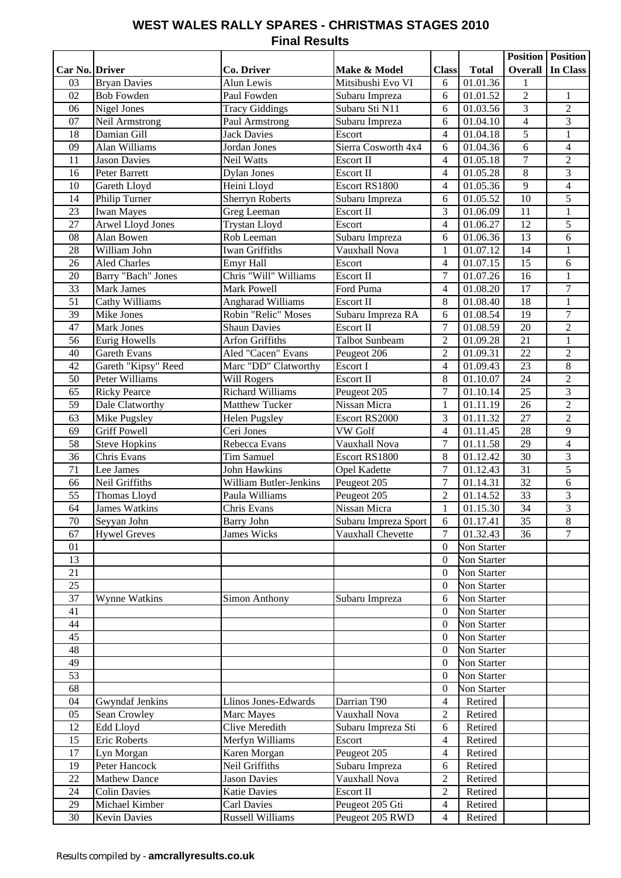# WEST WALES RALLY SPARES - CHRISTMAS STAGES 2010
## Final Results

| Car No. | Driver | Co. Driver | Make & Model | Class | Total | Position Overall | Position In Class |
|---|---|---|---|---|---|---|---|
| 03 | Bryan Davies | Alun Lewis | Mitsibushi Evo VI | 6 | 01.01.36 | 1 | |
| 02 | Bob Fowden | Paul Fowden | Subaru Impreza | 6 | 01.01.52 | 2 | 1 |
| 06 | Nigel Jones | Tracy Giddings | Subaru Sti N11 | 6 | 01.03.56 | 3 | 2 |
| 07 | Neil Armstrong | Paul Armstrong | Subaru Impreza | 6 | 01.04.10 | 4 | 3 |
| 18 | Damian Gill | Jack Davies | Escort | 4 | 01.04.18 | 5 | 1 |
| 09 | Alan Williams | Jordan Jones | Sierra Cosworth 4x4 | 6 | 01.04.36 | 6 | 4 |
| 11 | Jason Davies | Neil Watts | Escort II | 4 | 01.05.18 | 7 | 2 |
| 16 | Peter Barrett | Dylan Jones | Escort II | 4 | 01.05.28 | 8 | 3 |
| 10 | Gareth Lloyd | Heini Lloyd | Escort RS1800 | 4 | 01.05.36 | 9 | 4 |
| 14 | Philip Turner | Sherryn Roberts | Subaru Impreza | 6 | 01.05.52 | 10 | 5 |
| 23 | Iwan Mayes | Greg Leeman | Escort II | 3 | 01.06.09 | 11 | 1 |
| 27 | Arwel Lloyd Jones | Trystan Lloyd | Escort | 4 | 01.06.27 | 12 | 5 |
| 08 | Alan Bowen | Rob Leeman | Subaru Impreza | 6 | 01.06.36 | 13 | 6 |
| 28 | William John | Iwan Griffiths | Vauxhall Nova | 1 | 01.07.12 | 14 | 1 |
| 26 | Aled Charles | Emyr Hall | Escort | 4 | 01.07.15 | 15 | 6 |
| 20 | Barry "Bach" Jones | Chris "Will" Williams | Escort II | 7 | 01.07.26 | 16 | 1 |
| 33 | Mark James | Mark Powell | Ford Puma | 4 | 01.08.20 | 17 | 7 |
| 51 | Cathy Williams | Angharad Williams | Escort II | 8 | 01.08.40 | 18 | 1 |
| 39 | Mike Jones | Robin "Relic" Moses | Subaru Impreza RA | 6 | 01.08.54 | 19 | 7 |
| 47 | Mark Jones | Shaun Davies | Escort II | 7 | 01.08.59 | 20 | 2 |
| 56 | Eurig Howells | Arfon Griffiths | Talbot Sunbeam | 2 | 01.09.28 | 21 | 1 |
| 40 | Gareth Evans | Aled "Cacen" Evans | Peugeot 206 | 2 | 01.09.31 | 22 | 2 |
| 42 | Gareth "Kipsy" Reed | Marc "DD" Clatworthy | Escort I | 4 | 01.09.43 | 23 | 8 |
| 50 | Peter Williams | Will Rogers | Escort II | 8 | 01.10.07 | 24 | 2 |
| 65 | Ricky Pearce | Richard Williams | Peugeot 205 | 7 | 01.10.14 | 25 | 3 |
| 59 | Dale Clatworthy | Matthew Tucker | Nissan Micra | 1 | 01.11.19 | 26 | 2 |
| 63 | Mike Pugsley | Helen Pugsley | Escort RS2000 | 3 | 01.11.32 | 27 | 2 |
| 69 | Griff Powell | Ceri Jones | VW Golf | 4 | 01.11.45 | 28 | 9 |
| 58 | Steve Hopkins | Rebecca Evans | Vauxhall Nova | 7 | 01.11.58 | 29 | 4 |
| 36 | Chris Evans | Tim Samuel | Escort RS1800 | 8 | 01.12.42 | 30 | 3 |
| 71 | Lee James | John Hawkins | Opel Kadette | 7 | 01.12.43 | 31 | 5 |
| 66 | Neil Griffiths | William Butler-Jenkins | Peugeot 205 | 7 | 01.14.31 | 32 | 6 |
| 55 | Thomas Lloyd | Paula Williams | Peugeot 205 | 2 | 01.14.52 | 33 | 3 |
| 64 | James Watkins | Chris Evans | Nissan Micra | 1 | 01.15.30 | 34 | 3 |
| 70 | Seyyan John | Barry John | Subaru Impreza Sport | 6 | 01.17.41 | 35 | 8 |
| 67 | Hywel Greves | James Wicks | Vauxhall Chevette | 7 | 01.32.43 | 36 | 7 |
| 01 | | | | 0 | Non Starter | | |
| 13 | | | | 0 | Non Starter | | |
| 21 | | | | 0 | Non Starter | | |
| 25 | | | | 0 | Non Starter | | |
| 37 | Wynne Watkins | Simon Anthony | Subaru Impreza | 6 | Non Starter | | |
| 41 | | | | 0 | Non Starter | | |
| 44 | | | | 0 | Non Starter | | |
| 45 | | | | 0 | Non Starter | | |
| 48 | | | | 0 | Non Starter | | |
| 49 | | | | 0 | Non Starter | | |
| 53 | | | | 0 | Non Starter | | |
| 68 | | | | 0 | Non Starter | | |
| 04 | Gwyndaf Jenkins | Llinos Jones-Edwards | Darrian T90 | 4 | Retired | | |
| 05 | Sean Crowley | Marc Mayes | Vauxhall Nova | 2 | Retired | | |
| 12 | Edd Lloyd | Clive Meredith | Subaru Impreza Sti | 6 | Retired | | |
| 15 | Eric Roberts | Merfyn Williams | Escort | 4 | Retired | | |
| 17 | Lyn Morgan | Karen Morgan | Peugeot 205 | 4 | Retired | | |
| 19 | Peter Hancock | Neil Griffiths | Subaru Impreza | 6 | Retired | | |
| 22 | Mathew Dance | Jason Davies | Vauxhall Nova | 2 | Retired | | |
| 24 | Colin Davies | Katie Davies | Escort II | 2 | Retired | | |
| 29 | Michael Kimber | Carl Davies | Peugeot 205 Gti | 4 | Retired | | |
| 30 | Kevin Davies | Russell Williams | Peugeot 205 RWD | 4 | Retired | | |

Results compiled by - **amcrallyresults.co.uk**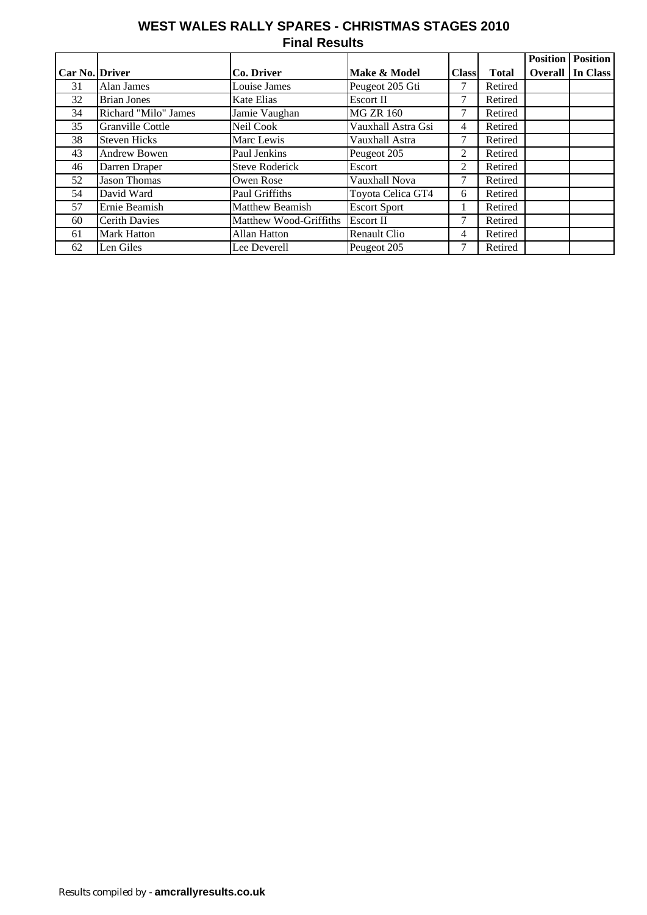# WEST WALES RALLY SPARES - CHRISTMAS STAGES 2010

## Final Results

| Car No. | Driver | Co. Driver | Make & Model | Class | Total | Position Overall | Position In Class |
|---|---|---|---|---|---|---|---|
| 31 | Alan James | Louise James | Peugeot 205 Gti | 7 | Retired | | |
| 32 | Brian Jones | Kate Elias | Escort II | 7 | Retired | | |
| 34 | Richard "Milo" James | Jamie Vaughan | MG ZR 160 | 7 | Retired | | |
| 35 | Granville Cottle | Neil Cook | Vauxhall Astra Gsi | 4 | Retired | | |
| 38 | Steven Hicks | Marc Lewis | Vauxhall Astra | 7 | Retired | | |
| 43 | Andrew Bowen | Paul Jenkins | Peugeot 205 | 2 | Retired | | |
| 46 | Darren Draper | Steve Roderick | Escort | 2 | Retired | | |
| 52 | Jason Thomas | Owen Rose | Vauxhall Nova | 7 | Retired | | |
| 54 | David Ward | Paul Griffiths | Toyota Celica GT4 | 6 | Retired | | |
| 57 | Ernie Beamish | Matthew Beamish | Escort Sport | 1 | Retired | | |
| 60 | Cerith Davies | Matthew Wood-Griffiths | Escort II | 7 | Retired | | |
| 61 | Mark Hatton | Allan Hatton | Renault Clio | 4 | Retired | | |
| 62 | Len Giles | Lee Deverell | Peugeot 205 | 7 | Retired | | |

Results compiled by - **amcrallyresults.co.uk**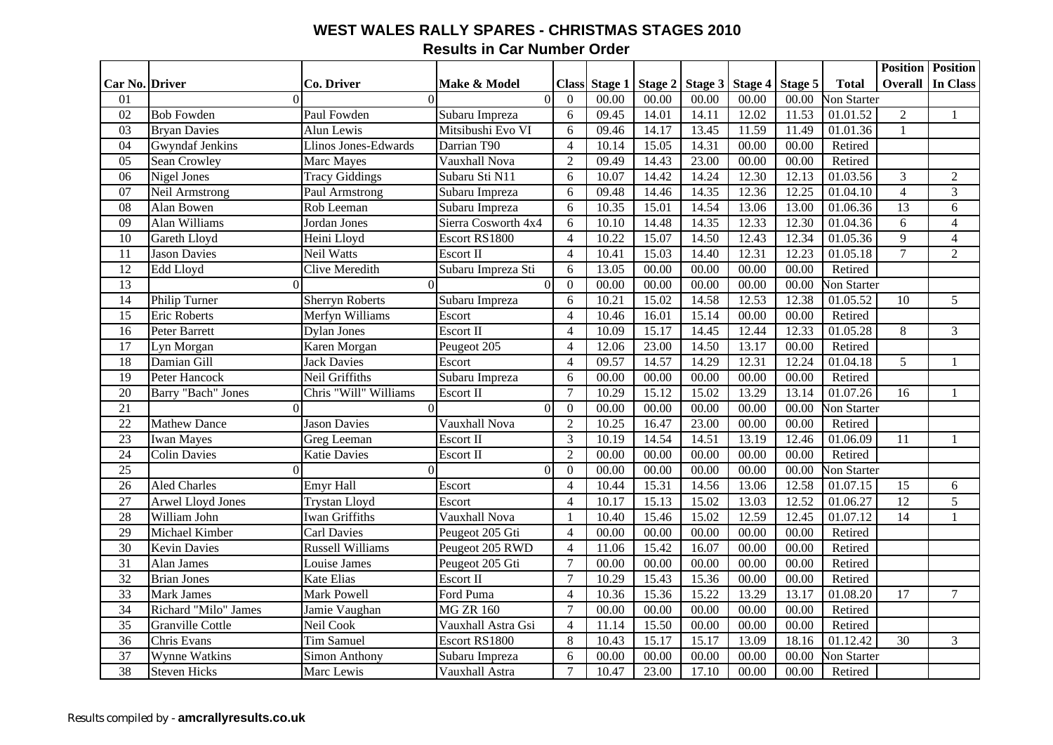# WEST WALES RALLY SPARES - CHRISTMAS STAGES 2010

## Results in Car Number Order

| Car No. | Driver | Co. Driver | Make & Model | Class | Stage 1 | Stage 2 | Stage 3 | Stage 4 | Stage 5 | Total | Position Overall | Position In Class |
|---|---|---|---|---|---|---|---|---|---|---|---|---|
| 01 | 0 | 0 | 0 | 0 | 00.00 | 00.00 | 00.00 | 00.00 | 00.00 | Non Starter | | |
| 02 | Bob Fowden | Paul Fowden | Subaru Impreza | 6 | 09.45 | 14.01 | 14.11 | 12.02 | 11.53 | 01.01.52 | 2 | 1 |
| 03 | Bryan Davies | Alun Lewis | Mitsibushi Evo VI | 6 | 09.46 | 14.17 | 13.45 | 11.59 | 11.49 | 01.01.36 | 1 | |
| 04 | Gwyndaf Jenkins | Llinos Jones-Edwards | Darrian T90 | 4 | 10.14 | 15.05 | 14.31 | 00.00 | 00.00 | Retired | | |
| 05 | Sean Crowley | Marc Mayes | Vauxhall Nova | 2 | 09.49 | 14.43 | 23.00 | 00.00 | 00.00 | Retired | | |
| 06 | Nigel Jones | Tracy Giddings | Subaru Sti N11 | 6 | 10.07 | 14.42 | 14.24 | 12.30 | 12.13 | 01.03.56 | 3 | 2 |
| 07 | Neil Armstrong | Paul Armstrong | Subaru Impreza | 6 | 09.48 | 14.46 | 14.35 | 12.36 | 12.25 | 01.04.10 | 4 | 3 |
| 08 | Alan Bowen | Rob Leeman | Subaru Impreza | 6 | 10.35 | 15.01 | 14.54 | 13.06 | 13.00 | 01.06.36 | 13 | 6 |
| 09 | Alan Williams | Jordan Jones | Sierra Cosworth 4x4 | 6 | 10.10 | 14.48 | 14.35 | 12.33 | 12.30 | 01.04.36 | 6 | 4 |
| 10 | Gareth Lloyd | Heini Lloyd | Escort RS1800 | 4 | 10.22 | 15.07 | 14.50 | 12.43 | 12.34 | 01.05.36 | 9 | 4 |
| 11 | Jason Davies | Neil Watts | Escort II | 4 | 10.41 | 15.03 | 14.40 | 12.31 | 12.23 | 01.05.18 | 7 | 2 |
| 12 | Edd Lloyd | Clive Meredith | Subaru Impreza Sti | 6 | 13.05 | 00.00 | 00.00 | 00.00 | 00.00 | Retired | | |
| 13 | 0 | 0 | 0 | 0 | 00.00 | 00.00 | 00.00 | 00.00 | 00.00 | Non Starter | | |
| 14 | Philip Turner | Sherryn Roberts | Subaru Impreza | 6 | 10.21 | 15.02 | 14.58 | 12.53 | 12.38 | 01.05.52 | 10 | 5 |
| 15 | Eric Roberts | Merfyn Williams | Escort | 4 | 10.46 | 16.01 | 15.14 | 00.00 | 00.00 | Retired | | |
| 16 | Peter Barrett | Dylan Jones | Escort II | 4 | 10.09 | 15.17 | 14.45 | 12.44 | 12.33 | 01.05.28 | 8 | 3 |
| 17 | Lyn Morgan | Karen Morgan | Peugeot 205 | 4 | 12.06 | 23.00 | 14.50 | 13.17 | 00.00 | Retired | | |
| 18 | Damian Gill | Jack Davies | Escort | 4 | 09.57 | 14.57 | 14.29 | 12.31 | 12.24 | 01.04.18 | 5 | 1 |
| 19 | Peter Hancock | Neil Griffiths | Subaru Impreza | 6 | 00.00 | 00.00 | 00.00 | 00.00 | 00.00 | Retired | | |
| 20 | Barry "Bach" Jones | Chris "Will" Williams | Escort II | 7 | 10.29 | 15.12 | 15.02 | 13.29 | 13.14 | 01.07.26 | 16 | 1 |
| 21 | 0 | 0 | 0 | 0 | 00.00 | 00.00 | 00.00 | 00.00 | 00.00 | Non Starter | | |
| 22 | Mathew Dance | Jason Davies | Vauxhall Nova | 2 | 10.25 | 16.47 | 23.00 | 00.00 | 00.00 | Retired | | |
| 23 | Iwan Mayes | Greg Leeman | Escort II | 3 | 10.19 | 14.54 | 14.51 | 13.19 | 12.46 | 01.06.09 | 11 | 1 |
| 24 | Colin Davies | Katie Davies | Escort II | 2 | 00.00 | 00.00 | 00.00 | 00.00 | 00.00 | Retired | | |
| 25 | 0 | 0 | 0 | 0 | 00.00 | 00.00 | 00.00 | 00.00 | 00.00 | Non Starter | | |
| 26 | Aled Charles | Emyr Hall | Escort | 4 | 10.44 | 15.31 | 14.56 | 13.06 | 12.58 | 01.07.15 | 15 | 6 |
| 27 | Arwel Lloyd Jones | Trystan Lloyd | Escort | 4 | 10.17 | 15.13 | 15.02 | 13.03 | 12.52 | 01.06.27 | 12 | 5 |
| 28 | William John | Iwan Griffiths | Vauxhall Nova | 1 | 10.40 | 15.46 | 15.02 | 12.59 | 12.45 | 01.07.12 | 14 | 1 |
| 29 | Michael Kimber | Carl Davies | Peugeot 205 Gti | 4 | 00.00 | 00.00 | 00.00 | 00.00 | 00.00 | Retired | | |
| 30 | Kevin Davies | Russell Williams | Peugeot 205 RWD | 4 | 11.06 | 15.42 | 16.07 | 00.00 | 00.00 | Retired | | |
| 31 | Alan James | Louise James | Peugeot 205 Gti | 7 | 00.00 | 00.00 | 00.00 | 00.00 | 00.00 | Retired | | |
| 32 | Brian Jones | Kate Elias | Escort II | 7 | 10.29 | 15.43 | 15.36 | 00.00 | 00.00 | Retired | | |
| 33 | Mark James | Mark Powell | Ford Puma | 4 | 10.36 | 15.36 | 15.22 | 13.29 | 13.17 | 01.08.20 | 17 | 7 |
| 34 | Richard "Milo" James | Jamie Vaughan | MG ZR 160 | 7 | 00.00 | 00.00 | 00.00 | 00.00 | 00.00 | Retired | | |
| 35 | Granville Cottle | Neil Cook | Vauxhall Astra Gsi | 4 | 11.14 | 15.50 | 00.00 | 00.00 | 00.00 | Retired | | |
| 36 | Chris Evans | Tim Samuel | Escort RS1800 | 8 | 10.43 | 15.17 | 15.17 | 13.09 | 18.16 | 01.12.42 | 30 | 3 |
| 37 | Wynne Watkins | Simon Anthony | Subaru Impreza | 6 | 00.00 | 00.00 | 00.00 | 00.00 | 00.00 | Non Starter | | |
| 38 | Steven Hicks | Marc Lewis | Vauxhall Astra | 7 | 10.47 | 23.00 | 17.10 | 00.00 | 00.00 | Retired | | |

Results compiled by - **amcrallyresults.co.uk**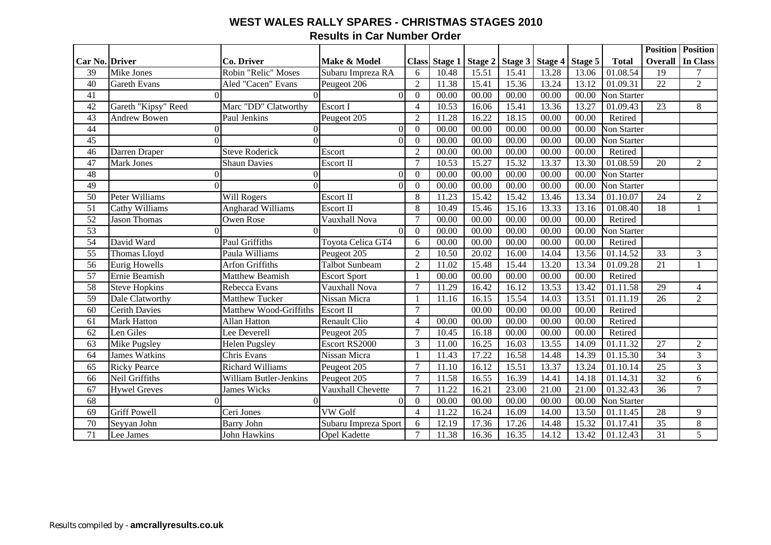# WEST WALES RALLY SPARES - CHRISTMAS STAGES 2010

## Results in Car Number Order

| Car No. | Driver | Co. Driver | Make & Model | Class | Stage 1 | Stage 2 | Stage 3 | Stage 4 | Stage 5 | Total | Position Overall | Position In Class |
|---|---|---|---|---|---|---|---|---|---|---|---|---|
| 39 | Mike Jones | Robin "Relic" Moses | Subaru Impreza RA | 6 | 10.48 | 15.51 | 15.41 | 13.28 | 13.06 | 01.08.54 | 19 | 7 |
| 40 | Gareth Evans | Aled "Cacen" Evans | Peugeot 206 | 2 | 11.38 | 15.41 | 15.36 | 13.24 | 13.12 | 01.09.31 | 22 | 2 |
| 41 | 0 | 0 | 0 | 0 | 00.00 | 00.00 | 00.00 | 00.00 | 00.00 | Non Starter | | |
| 42 | Gareth "Kipsy" Reed | Marc "DD" Clatworthy | Escort I | 4 | 10.53 | 16.06 | 15.41 | 13.36 | 13.27 | 01.09.43 | 23 | 8 |
| 43 | Andrew Bowen | Paul Jenkins | Peugeot 205 | 2 | 11.28 | 16.22 | 18.15 | 00.00 | 00.00 | Retired | | |
| 44 | 0 | 0 | 0 | 0 | 00.00 | 00.00 | 00.00 | 00.00 | 00.00 | Non Starter | | |
| 45 | 0 | 0 | 0 | 0 | 00.00 | 00.00 | 00.00 | 00.00 | 00.00 | Non Starter | | |
| 46 | Darren Draper | Steve Roderick | Escort | 2 | 00.00 | 00.00 | 00.00 | 00.00 | 00.00 | Retired | | |
| 47 | Mark Jones | Shaun Davies | Escort II | 7 | 10.53 | 15.27 | 15.32 | 13.37 | 13.30 | 01.08.59 | 20 | 2 |
| 48 | 0 | 0 | 0 | 0 | 00.00 | 00.00 | 00.00 | 00.00 | 00.00 | Non Starter | | |
| 49 | 0 | 0 | 0 | 0 | 00.00 | 00.00 | 00.00 | 00.00 | 00.00 | Non Starter | | |
| 50 | Peter Williams | Will Rogers | Escort II | 8 | 11.23 | 15.42 | 15.42 | 13.46 | 13.34 | 01.10.07 | 24 | 2 |
| 51 | Cathy Williams | Angharad Williams | Escort II | 8 | 10.49 | 15.46 | 15.16 | 13.33 | 13.16 | 01.08.40 | 18 | 1 |
| 52 | Jason Thomas | Owen Rose | Vauxhall Nova | 7 | 00.00 | 00.00 | 00.00 | 00.00 | 00.00 | Retired | | |
| 53 | 0 | 0 | 0 | 0 | 00.00 | 00.00 | 00.00 | 00.00 | 00.00 | Non Starter | | |
| 54 | David Ward | Paul Griffiths | Toyota Celica GT4 | 6 | 00.00 | 00.00 | 00.00 | 00.00 | 00.00 | Retired | | |
| 55 | Thomas Lloyd | Paula Williams | Peugeot 205 | 2 | 10.50 | 20.02 | 16.00 | 14.04 | 13.56 | 01.14.52 | 33 | 3 |
| 56 | Eurig Howells | Arfon Griffiths | Talbot Sunbeam | 2 | 11.02 | 15.48 | 15.44 | 13.20 | 13.34 | 01.09.28 | 21 | 1 |
| 57 | Ernie Beamish | Matthew Beamish | Escort Sport | 1 | 00.00 | 00.00 | 00.00 | 00.00 | 00.00 | Retired | | |
| 58 | Steve Hopkins | Rebecca Evans | Vauxhall Nova | 7 | 11.29 | 16.42 | 16.12 | 13.53 | 13.42 | 01.11.58 | 29 | 4 |
| 59 | Dale Clatworthy | Matthew Tucker | Nissan Micra | 1 | 11.16 | 16.15 | 15.54 | 14.03 | 13.51 | 01.11.19 | 26 | 2 |
| 60 | Cerith Davies | Matthew Wood-Griffiths | Escort II | 7 | | 00.00 | 00.00 | 00.00 | 00.00 | Retired | | |
| 61 | Mark Hatton | Allan Hatton | Renault Clio | 4 | 00.00 | 00.00 | 00.00 | 00.00 | 00.00 | Retired | | |
| 62 | Len Giles | Lee Deverell | Peugeot 205 | 7 | 10.45 | 16.18 | 00.00 | 00.00 | 00.00 | Retired | | |
| 63 | Mike Pugsley | Helen Pugsley | Escort RS2000 | 3 | 11.00 | 16.25 | 16.03 | 13.55 | 14.09 | 01.11.32 | 27 | 2 |
| 64 | James Watkins | Chris Evans | Nissan Micra | 1 | 11.43 | 17.22 | 16.58 | 14.48 | 14.39 | 01.15.30 | 34 | 3 |
| 65 | Ricky Pearce | Richard Williams | Peugeot 205 | 7 | 11.10 | 16.12 | 15.51 | 13.37 | 13.24 | 01.10.14 | 25 | 3 |
| 66 | Neil Griffiths | William Butler-Jenkins | Peugeot 205 | 7 | 11.58 | 16.55 | 16.39 | 14.41 | 14.18 | 01.14.31 | 32 | 6 |
| 67 | Hywel Greves | James Wicks | Vauxhall Chevette | 7 | 11.22 | 16.21 | 23.00 | 21.00 | 21.00 | 01.32.43 | 36 | 7 |
| 68 | 0 | 0 | 0 | 0 | 00.00 | 00.00 | 00.00 | 00.00 | 00.00 | Non Starter | | |
| 69 | Griff Powell | Ceri Jones | VW Golf | 4 | 11.22 | 16.24 | 16.09 | 14.00 | 13.50 | 01.11.45 | 28 | 9 |
| 70 | Seyyan John | Barry John | Subaru Impreza Sport | 6 | 12.19 | 17.36 | 17.26 | 14.48 | 15.32 | 01.17.41 | 35 | 8 |
| 71 | Lee James | John Hawkins | Opel Kadette | 7 | 11.38 | 16.36 | 16.35 | 14.12 | 13.42 | 01.12.43 | 31 | 5 |

Results compiled by - **amcrallyresults.co.uk**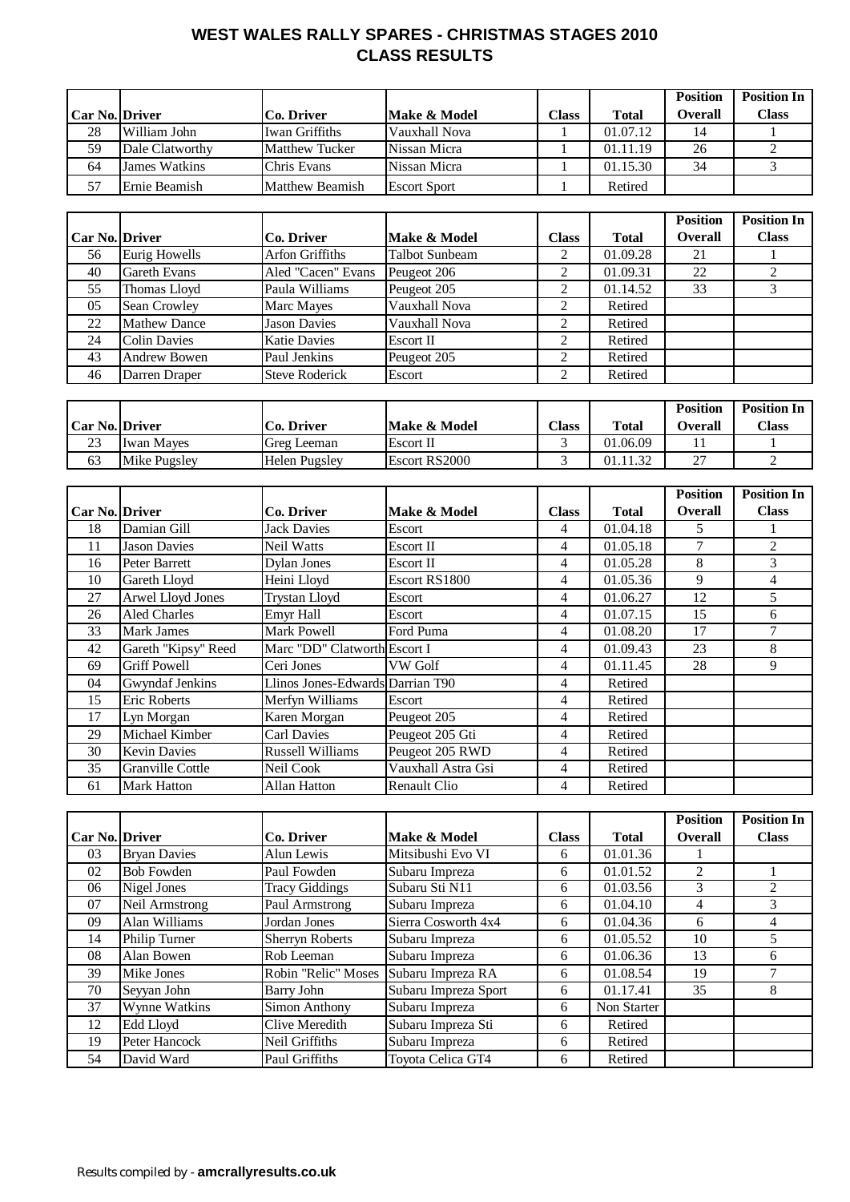# WEST WALES RALLY SPARES - CHRISTMAS STAGES 2010
## CLASS RESULTS

| Car No. | Driver | Co. Driver | Make & Model | Class | Total | Position Overall | Position In Class |
|---|---|---|---|---|---|---|---|
| 28 | William John | Iwan Griffiths | Vauxhall Nova | 1 | 01.07.12 | 14 | 1 |
| 59 | Dale Clatworthy | Matthew Tucker | Nissan Micra | 1 | 01.11.19 | 26 | 2 |
| 64 | James Watkins | Chris Evans | Nissan Micra | 1 | 01.15.30 | 34 | 3 |
| 57 | Ernie Beamish | Matthew Beamish | Escort Sport | 1 | Retired | | |

| Car No. | Driver | Co. Driver | Make & Model | Class | Total | Position Overall | Position In Class |
|---|---|---|---|---|---|---|---|
| 56 | Eurig Howells | Arfon Griffiths | Talbot Sunbeam | 2 | 01.09.28 | 21 | 1 |
| 40 | Gareth Evans | Aled "Cacen" Evans | Peugeot 206 | 2 | 01.09.31 | 22 | 2 |
| 55 | Thomas Lloyd | Paula Williams | Peugeot 205 | 2 | 01.14.52 | 33 | 3 |
| 05 | Sean Crowley | Marc Mayes | Vauxhall Nova | 2 | Retired | | |
| 22 | Mathew Dance | Jason Davies | Vauxhall Nova | 2 | Retired | | |
| 24 | Colin Davies | Katie Davies | Escort II | 2 | Retired | | |
| 43 | Andrew Bowen | Paul Jenkins | Peugeot 205 | 2 | Retired | | |
| 46 | Darren Draper | Steve Roderick | Escort | 2 | Retired | | |

| Car No. | Driver | Co. Driver | Make & Model | Class | Total | Position Overall | Position In Class |
|---|---|---|---|---|---|---|---|
| 23 | Iwan Mayes | Greg Leeman | Escort II | 3 | 01.06.09 | 11 | 1 |
| 63 | Mike Pugsley | Helen Pugsley | Escort RS2000 | 3 | 01.11.32 | 27 | 2 |

| Car No. | Driver | Co. Driver | Make & Model | Class | Total | Position Overall | Position In Class |
|---|---|---|---|---|---|---|---|
| 18 | Damian Gill | Jack Davies | Escort | 4 | 01.04.18 | 5 | 1 |
| 11 | Jason Davies | Neil Watts | Escort II | 4 | 01.05.18 | 7 | 2 |
| 16 | Peter Barrett | Dylan Jones | Escort II | 4 | 01.05.28 | 8 | 3 |
| 10 | Gareth Lloyd | Heini Lloyd | Escort RS1800 | 4 | 01.05.36 | 9 | 4 |
| 27 | Arwel Lloyd Jones | Trystan Lloyd | Escort | 4 | 01.06.27 | 12 | 5 |
| 26 | Aled Charles | Emyr Hall | Escort | 4 | 01.07.15 | 15 | 6 |
| 33 | Mark James | Mark Powell | Ford Puma | 4 | 01.08.20 | 17 | 7 |
| 42 | Gareth "Kipsy" Reed | Marc "DD" Clatworth | Escort I | 4 | 01.09.43 | 23 | 8 |
| 69 | Griff Powell | Ceri Jones | VW Golf | 4 | 01.11.45 | 28 | 9 |
| 04 | Gwyndaf Jenkins | Llinos Jones-Edwards | Darrian T90 | 4 | Retired | | |
| 15 | Eric Roberts | Merfyn Williams | Escort | 4 | Retired | | |
| 17 | Lyn Morgan | Karen Morgan | Peugeot 205 | 4 | Retired | | |
| 29 | Michael Kimber | Carl Davies | Peugeot 205 Gti | 4 | Retired | | |
| 30 | Kevin Davies | Russell Williams | Peugeot 205 RWD | 4 | Retired | | |
| 35 | Granville Cottle | Neil Cook | Vauxhall Astra Gsi | 4 | Retired | | |
| 61 | Mark Hatton | Allan Hatton | Renault Clio | 4 | Retired | | |

| Car No. | Driver | Co. Driver | Make & Model | Class | Total | Position Overall | Position In Class |
|---|---|---|---|---|---|---|---|
| 03 | Bryan Davies | Alun Lewis | Mitsibushi Evo VI | 6 | 01.01.36 | 1 | |
| 02 | Bob Fowden | Paul Fowden | Subaru Impreza | 6 | 01.01.52 | 2 | 1 |
| 06 | Nigel Jones | Tracy Giddings | Subaru Sti N11 | 6 | 01.03.56 | 3 | 2 |
| 07 | Neil Armstrong | Paul Armstrong | Subaru Impreza | 6 | 01.04.10 | 4 | 3 |
| 09 | Alan Williams | Jordan Jones | Sierra Cosworth 4x4 | 6 | 01.04.36 | 6 | 4 |
| 14 | Philip Turner | Sherryn Roberts | Subaru Impreza | 6 | 01.05.52 | 10 | 5 |
| 08 | Alan Bowen | Rob Leeman | Subaru Impreza | 6 | 01.06.36 | 13 | 6 |
| 39 | Mike Jones | Robin "Relic" Moses | Subaru Impreza RA | 6 | 01.08.54 | 19 | 7 |
| 70 | Seyyan John | Barry John | Subaru Impreza Sport | 6 | 01.17.41 | 35 | 8 |
| 37 | Wynne Watkins | Simon Anthony | Subaru Impreza | 6 | Non Starter | | |
| 12 | Edd Lloyd | Clive Meredith | Subaru Impreza Sti | 6 | Retired | | |
| 19 | Peter Hancock | Neil Griffiths | Subaru Impreza | 6 | Retired | | |
| 54 | David Ward | Paul Griffiths | Toyota Celica GT4 | 6 | Retired | | |

Results compiled by - **amcrallyresults.co.uk**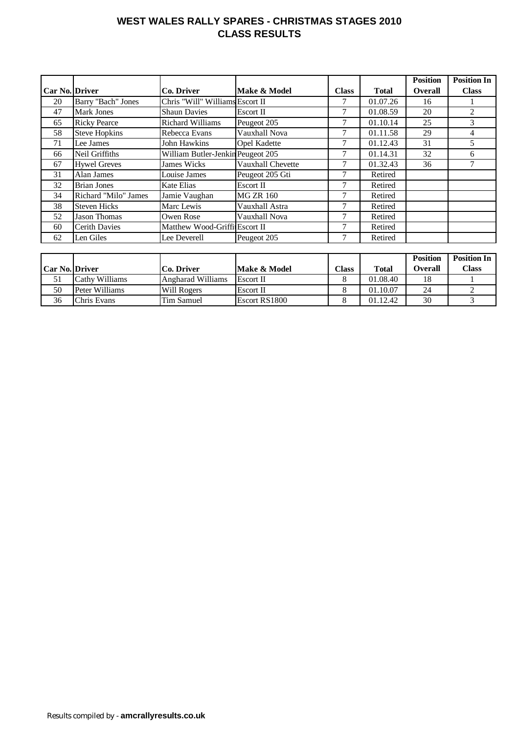# WEST WALES RALLY SPARES - CHRISTMAS STAGES 2010
## CLASS RESULTS

| Car No. | Driver | Co. Driver | Make & Model | Class | Total | Position Overall | Position In Class |
|---|---|---|---|---|---|---|---|
| 20 | Barry "Bach" Jones | Chris "Will" Williams | Escort II | 7 | 01.07.26 | 16 | 1 |
| 47 | Mark Jones | Shaun Davies | Escort II | 7 | 01.08.59 | 20 | 2 |
| 65 | Ricky Pearce | Richard Williams | Peugeot 205 | 7 | 01.10.14 | 25 | 3 |
| 58 | Steve Hopkins | Rebecca Evans | Vauxhall Nova | 7 | 01.11.58 | 29 | 4 |
| 71 | Lee James | John Hawkins | Opel Kadette | 7 | 01.12.43 | 31 | 5 |
| 66 | Neil Griffiths | William Butler-Jenkin | Peugeot 205 | 7 | 01.14.31 | 32 | 6 |
| 67 | Hywel Greves | James Wicks | Vauxhall Chevette | 7 | 01.32.43 | 36 | 7 |
| 31 | Alan James | Louise James | Peugeot 205 Gti | 7 | Retired | | |
| 32 | Brian Jones | Kate Elias | Escort II | 7 | Retired | | |
| 34 | Richard "Milo" James | Jamie Vaughan | MG ZR 160 | 7 | Retired | | |
| 38 | Steven Hicks | Marc Lewis | Vauxhall Astra | 7 | Retired | | |
| 52 | Jason Thomas | Owen Rose | Vauxhall Nova | 7 | Retired | | |
| 60 | Cerith Davies | Matthew Wood-Griffi | Escort II | 7 | Retired | | |
| 62 | Len Giles | Lee Deverell | Peugeot 205 | 7 | Retired | | |

| Car No. | Driver | Co. Driver | Make & Model | Class | Total | Position Overall | Position In Class |
|---|---|---|---|---|---|---|---|
| 51 | Cathy Williams | Angharad Williams | Escort II | 8 | 01.08.40 | 18 | 1 |
| 50 | Peter Williams | Will Rogers | Escort II | 8 | 01.10.07 | 24 | 2 |
| 36 | Chris Evans | Tim Samuel | Escort RS1800 | 8 | 01.12.42 | 30 | 3 |

Results compiled by - **amcrallyresults.co.uk**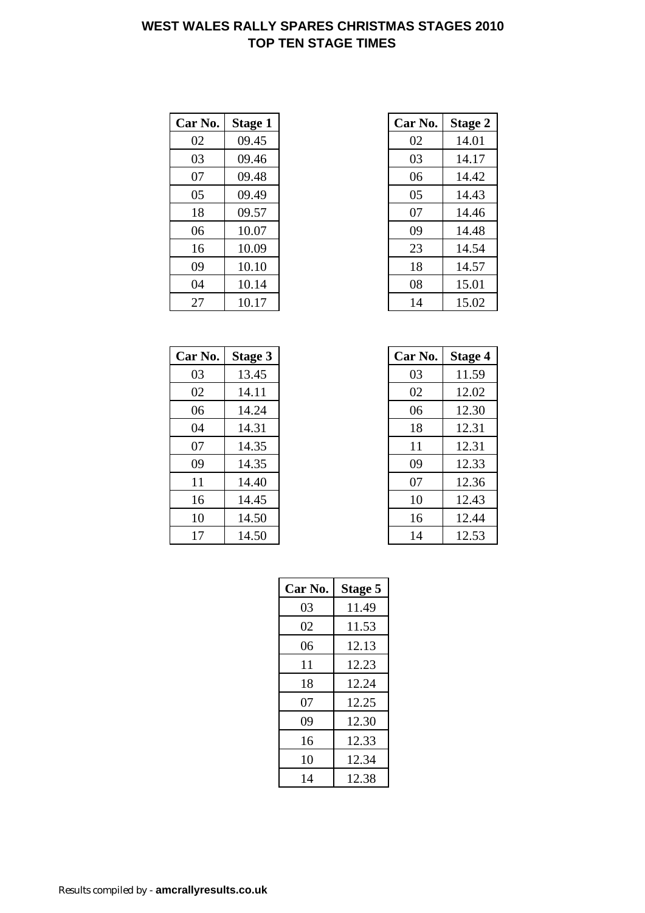# WEST WALES RALLY SPARES CHRISTMAS STAGES 2010
## TOP TEN STAGE TIMES

| Car No. | Stage 1 |
|---|---|
| 02 | 09.45 |
| 03 | 09.46 |
| 07 | 09.48 |
| 05 | 09.49 |
| 18 | 09.57 |
| 06 | 10.07 |
| 16 | 10.09 |
| 09 | 10.10 |
| 04 | 10.14 |
| 27 | 10.17 |

| Car No. | Stage 2 |
|---|---|
| 02 | 14.01 |
| 03 | 14.17 |
| 06 | 14.42 |
| 05 | 14.43 |
| 07 | 14.46 |
| 09 | 14.48 |
| 23 | 14.54 |
| 18 | 14.57 |
| 08 | 15.01 |
| 14 | 15.02 |

| Car No. | Stage 3 |
|---|---|
| 03 | 13.45 |
| 02 | 14.11 |
| 06 | 14.24 |
| 04 | 14.31 |
| 07 | 14.35 |
| 09 | 14.35 |
| 11 | 14.40 |
| 16 | 14.45 |
| 10 | 14.50 |
| 17 | 14.50 |

| Car No. | Stage 4 |
|---|---|
| 03 | 11.59 |
| 02 | 12.02 |
| 06 | 12.30 |
| 18 | 12.31 |
| 11 | 12.31 |
| 09 | 12.33 |
| 07 | 12.36 |
| 10 | 12.43 |
| 16 | 12.44 |
| 14 | 12.53 |

| Car No. | Stage 5 |
|---|---|
| 03 | 11.49 |
| 02 | 11.53 |
| 06 | 12.13 |
| 11 | 12.23 |
| 18 | 12.24 |
| 07 | 12.25 |
| 09 | 12.30 |
| 16 | 12.33 |
| 10 | 12.34 |
| 14 | 12.38 |

Results compiled by - **amcrallyresults.co.uk**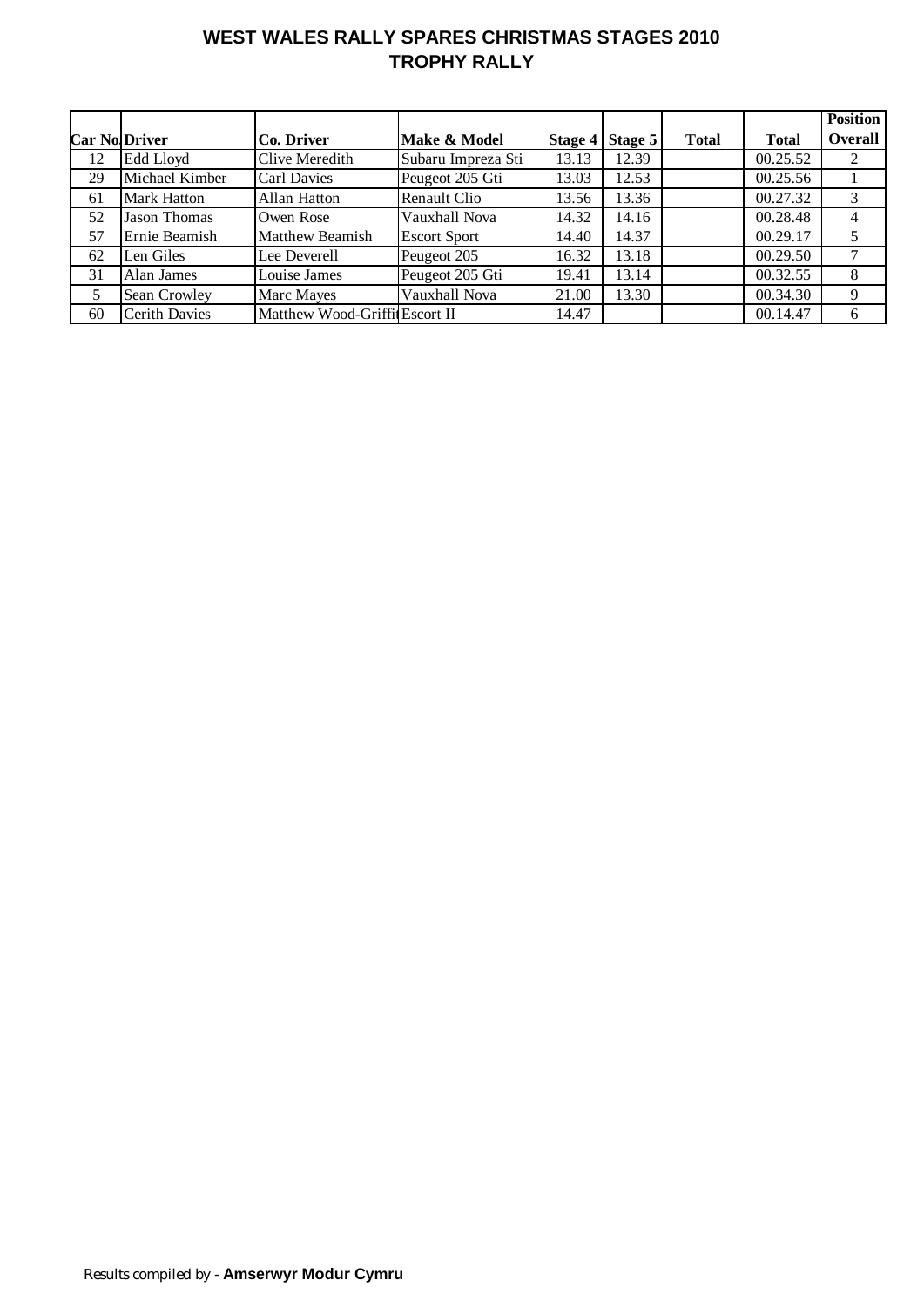# WEST WALES RALLY SPARES CHRISTMAS STAGES 2010
## TROPHY RALLY

| Car No. | Driver | Co. Driver | Make & Model | Stage 4 | Stage 5 | Total | Total | Position Overall |
|---|---|---|---|---|---|---|---|---|
| 12 | Edd Lloyd | Clive Meredith | Subaru Impreza Sti | 13.13 | 12.39 | | 00.25.52 | 2 |
| 29 | Michael Kimber | Carl Davies | Peugeot 205 Gti | 13.03 | 12.53 | | 00.25.56 | 1 |
| 61 | Mark Hatton | Allan Hatton | Renault Clio | 13.56 | 13.36 | | 00.27.32 | 3 |
| 52 | Jason Thomas | Owen Rose | Vauxhall Nova | 14.32 | 14.16 | | 00.28.48 | 4 |
| 57 | Ernie Beamish | Matthew Beamish | Escort Sport | 14.40 | 14.37 | | 00.29.17 | 5 |
| 62 | Len Giles | Lee Deverell | Peugeot 205 | 16.32 | 13.18 | | 00.29.50 | 7 |
| 31 | Alan James | Louise James | Peugeot 205 Gti | 19.41 | 13.14 | | 00.32.55 | 8 |
| 5 | Sean Crowley | Marc Mayes | Vauxhall Nova | 21.00 | 13.30 | | 00.34.30 | 9 |
| 60 | Cerith Davies | Matthew Wood-Griffi | Escort II | 14.47 | | | 00.14.47 | 6 |

Results compiled by - **Amserwyr Modur Cymru**